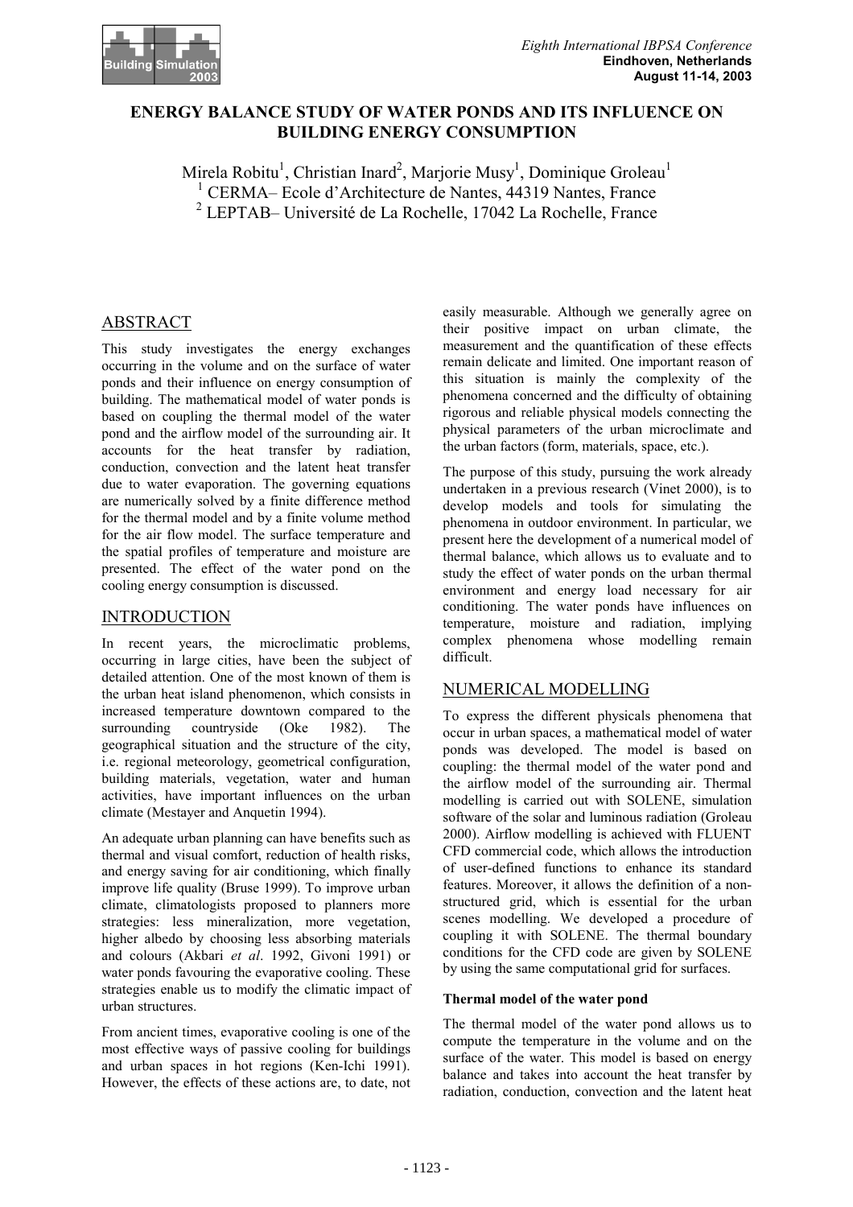# ENERGY BALANCE STUDY OF WATER PONDS AND ITS INFLUENCE ON BUILDING ENERGY CONSUMPTION

Mirela Robitu[1], Christian Inard[2], Marjorie Musy[1], Dominique Groleau[1]

[1] CERMA– Ecole d'Architecture de Nantes, 44319 Nantes, France

[2] LEPTAB– Université de La Rochelle, 17042 La Rochelle, France

## ABSTRACT

This study investigates the energy exchanges occurring in the volume and on the surface of water ponds and their influence on energy consumption of building. The mathematical model of water ponds is based on coupling the thermal model of the water pond and the airflow model of the surrounding air. It accounts for the heat transfer by radiation, conduction, convection and the latent heat transfer due to water evaporation. The governing equations are numerically solved by a finite difference method for the thermal model and by a finite volume method for the air flow model. The surface temperature and the spatial profiles of temperature and moisture are presented. The effect of the water pond on the cooling energy consumption is discussed.

## INTRODUCTION

In recent years, the microclimatic problems, occurring in large cities, have been the subject of detailed attention. One of the most known of them is the urban heat island phenomenon, which consists in increased temperature downtown compared to the surrounding countryside (Oke 1982). The geographical situation and the structure of the city, i.e. regional meteorology, geometrical configuration, building materials, vegetation, water and human activities, have important influences on the urban climate (Mestayer and Anquetin 1994).

An adequate urban planning can have benefits such as thermal and visual comfort, reduction of health risks, and energy saving for air conditioning, which finally improve life quality (Bruse 1999). To improve urban climate, climatologists proposed to planners more strategies: less mineralization, more vegetation, higher albedo by choosing less absorbing materials and colours (Akbari *et al*. 1992, Givoni 1991) or water ponds favouring the evaporative cooling. These strategies enable us to modify the climatic impact of urban structures.

From ancient times, evaporative cooling is one of the most effective ways of passive cooling for buildings and urban spaces in hot regions (Ken-Ichi 1991). However, the effects of these actions are, to date, not easily measurable. Although we generally agree on their positive impact on urban climate, the measurement and the quantification of these effects remain delicate and limited. One important reason of this situation is mainly the complexity of the phenomena concerned and the difficulty of obtaining rigorous and reliable physical models connecting the physical parameters of the urban microclimate and the urban factors (form, materials, space, etc.).

The purpose of this study, pursuing the work already undertaken in a previous research (Vinet 2000), is to develop models and tools for simulating the phenomena in outdoor environment. In particular, we present here the development of a numerical model of thermal balance, which allows us to evaluate and to study the effect of water ponds on the urban thermal environment and energy load necessary for air conditioning. The water ponds have influences on temperature, moisture and radiation, implying complex phenomena whose modelling remain difficult.

## NUMERICAL MODELLING

To express the different physicals phenomena that occur in urban spaces, a mathematical model of water ponds was developed. The model is based on coupling: the thermal model of the water pond and the airflow model of the surrounding air. Thermal modelling is carried out with SOLENE, simulation software of the solar and luminous radiation (Groleau 2000). Airflow modelling is achieved with FLUENT CFD commercial code, which allows the introduction of user-defined functions to enhance its standard features. Moreover, it allows the definition of a non-structured grid, which is essential for the urban scenes modelling. We developed a procedure of coupling it with SOLENE. The thermal boundary conditions for the CFD code are given by SOLENE by using the same computational grid for surfaces.

#### Thermal model of the water pond

The thermal model of the water pond allows us to compute the temperature in the volume and on the surface of the water. This model is based on energy balance and takes into account the heat transfer by radiation, conduction, convection and the latent heat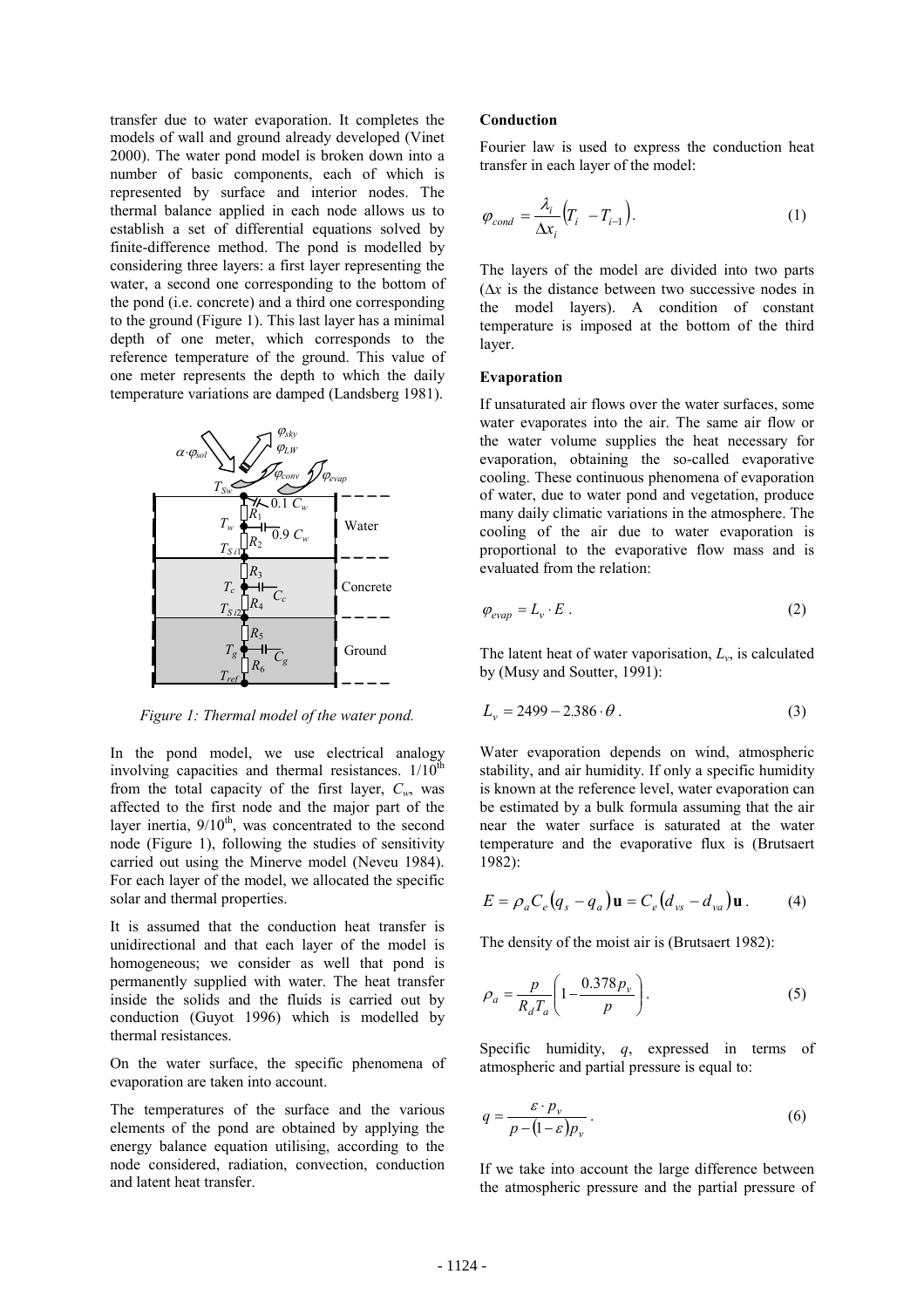transfer due to water evaporation. It completes the models of wall and ground already developed (Vinet 2000). The water pond model is broken down into a number of basic components, each of which is represented by surface and interior nodes. The thermal balance applied in each node allows us to establish a set of differential equations solved by finite-difference method. The pond is modelled by considering three layers: a first layer representing the water, a second one corresponding to the bottom of the pond (i.e. concrete) and a third one corresponding to the ground (Figure 1). This last layer has a minimal depth of one meter, which corresponds to the reference temperature of the ground. This value of one meter represents the depth to which the daily temperature variations are damped (Landsberg 1981).

*Figure 1: Thermal model of the water pond.*

In the pond model, we use electrical analogy involving capacities and thermal resistances. $1/10^{th}$ from the total capacity of the first layer, $C_w$, was affected to the first node and the major part of the layer inertia, $9/10^{th}$, was concentrated to the second node (Figure 1), following the studies of sensitivity carried out using the Minerve model (Neveu 1984). For each layer of the model, we allocated the specific solar and thermal properties.

It is assumed that the conduction heat transfer is unidirectional and that each layer of the model is homogeneous; we consider as well that pond is permanently supplied with water. The heat transfer inside the solids and the fluids is carried out by conduction (Guyot 1996) which is modelled by thermal resistances.

On the water surface, the specific phenomena of evaporation are taken into account.

The temperatures of the surface and the various elements of the pond are obtained by applying the energy balance equation utilising, according to the node considered, radiation, convection, conduction and latent heat transfer.

**Conduction**

Fourier law is used to express the conduction heat transfer in each layer of the model:

$$\varphi_{cond} = \frac{\lambda_i}{\Delta x_i}\left(T_i - T_{i-1}\right). \quad (1)$$

The layers of the model are divided into two parts ($\Delta x$ is the distance between two successive nodes in the model layers). A condition of constant temperature is imposed at the bottom of the third layer.

**Evaporation**

If unsaturated air flows over the water surfaces, some water evaporates into the air. The same air flow or the water volume supplies the heat necessary for evaporation, obtaining the so-called evaporative cooling. These continuous phenomena of evaporation of water, due to water pond and vegetation, produce many daily climatic variations in the atmosphere. The cooling of the air due to water evaporation is proportional to the evaporative flow mass and is evaluated from the relation:

$$\varphi_{evap} = L_v \cdot E\ . \quad (2)$$

The latent heat of water vaporisation, $L_v$, is calculated by (Musy and Soutter, 1991):

$$L_v = 2499 - 2.386 \cdot \theta\ . \quad (3)$$

Water evaporation depends on wind, atmospheric stability, and air humidity. If only a specific humidity is known at the reference level, water evaporation can be estimated by a bulk formula assuming that the air near the water surface is saturated at the water temperature and the evaporative flux is (Brutsaert 1982):

$$E = \rho_a C_e \left(q_s - q_a\right)\mathbf{u} = C_e\left(d_{vs} - d_{va}\right)\mathbf{u}\ . \quad (4)$$

The density of the moist air is (Brutsaert 1982):

$$\rho_a = \frac{p}{R_d T_a}\left(1 - \frac{0.378 p_v}{p}\right). \quad (5)$$

Specific humidity, $q$, expressed in terms of atmospheric and partial pressure is equal to:

$$q = \frac{\varepsilon \cdot p_v}{p - (1-\varepsilon)p_v}\ . \quad (6)$$

If we take into account the large difference between the atmospheric pressure and the partial pressure of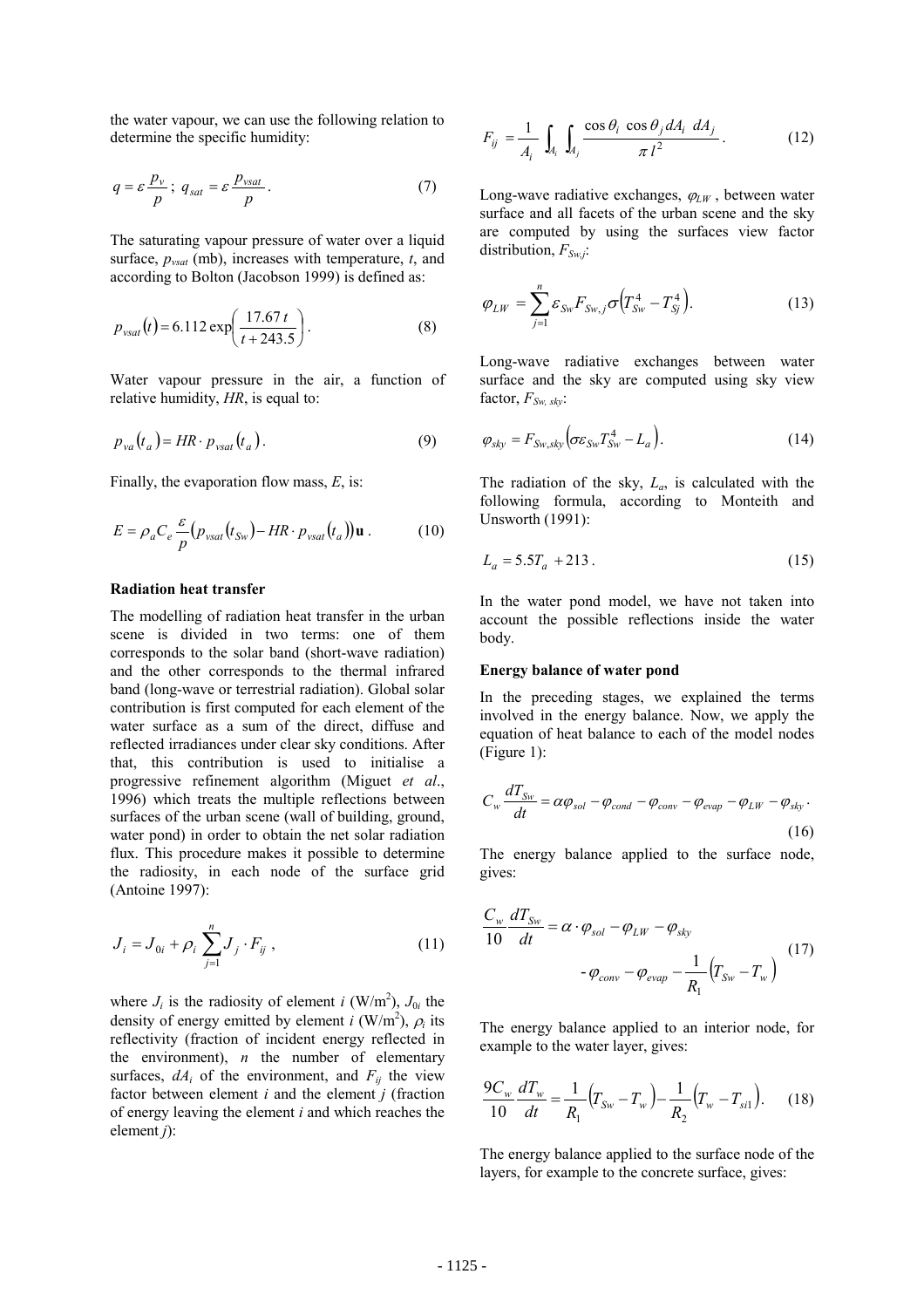the water vapour, we can use the following relation to determine the specific humidity:

$$q = \varepsilon \frac{p_v}{p} \; ; \; q_{sat} = \varepsilon \frac{p_{vsat}}{p} . \tag{7}$$

The saturating vapour pressure of water over a liquid surface, $p_{vsat}$ (mb), increases with temperature, $t$, and according to Bolton (Jacobson 1999) is defined as:

$$p_{vsat}(t) = 6.112 \exp\left( \frac{17.67\, t}{t + 243.5} \right) . \tag{8}$$

Water vapour pressure in the air, a function of relative humidity, $HR$, is equal to:

$$p_{va}(t_a) = HR \cdot p_{vsat}(t_a) . \tag{9}$$

Finally, the evaporation flow mass, $E$, is:

$$E = \rho_a C_e \frac{\varepsilon}{p} \left( p_{vsat}(t_{Sw}) - HR \cdot p_{vsat}(t_a) \right) \mathbf{u} . \tag{10}$$

**Radiation heat transfer**

The modelling of radiation heat transfer in the urban scene is divided in two terms: one of them corresponds to the solar band (short-wave radiation) and the other corresponds to the thermal infrared band (long-wave or terrestrial radiation). Global solar contribution is first computed for each element of the water surface as a sum of the direct, diffuse and reflected irradiances under clear sky conditions. After that, this contribution is used to initialise a progressive refinement algorithm (Miguet *et al*., 1996) which treats the multiple reflections between surfaces of the urban scene (wall of building, ground, water pond) in order to obtain the net solar radiation flux. This procedure makes it possible to determine the radiosity, in each node of the surface grid (Antoine 1997):

$$J_i = J_{0i} + \rho_i \sum_{j=1}^{n} J_j \cdot F_{ij} , \tag{11}$$

where $J_i$ is the radiosity of element $i$ (W/m$^2$), $J_{0i}$ the density of energy emitted by element $i$ (W/m$^2$), $\rho_i$ its reflectivity (fraction of incident energy reflected in the environment), $n$ the number of elementary surfaces, $dA_i$ of the environment, and $F_{ij}$ the view factor between element $i$ and the element $j$ (fraction of energy leaving the element $i$ and which reaches the element $j$):

$$F_{ij} = \frac{1}{A_i} \int_{A_i} \int_{A_j} \frac{\cos\theta_i \, \cos\theta_j \, dA_i \;\, dA_j}{\pi \, l^2} . \tag{12}$$

Long-wave radiative exchanges, $\varphi_{LW}$ , between water surface and all facets of the urban scene and the sky are computed by using the surfaces view factor distribution, $F_{Sw,j}$:

$$\varphi_{LW} = \sum_{j=1}^{n} \varepsilon_{Sw} F_{Sw,j} \sigma \left( T_{Sw}^4 - T_{Sj}^4 \right) . \tag{13}$$

Long-wave radiative exchanges between water surface and the sky are computed using sky view factor, $F_{Sw,\,sky}$:

$$\varphi_{sky} = F_{Sw,sky} \left( \sigma \varepsilon_{Sw} T_{Sw}^4 - L_a \right) . \tag{14}$$

The radiation of the sky, $L_a$, is calculated with the following formula, according to Monteith and Unsworth (1991):

$$L_a = 5.5 T_a + 213 . \tag{15}$$

In the water pond model, we have not taken into account the possible reflections inside the water body.

**Energy balance of water pond**

In the preceding stages, we explained the terms involved in the energy balance. Now, we apply the equation of heat balance to each of the model nodes (Figure 1):

$$C_w \frac{dT_{Sw}}{dt} = \alpha \varphi_{sol} - \varphi_{cond} - \varphi_{conv} - \varphi_{evap} - \varphi_{LW} - \varphi_{sky} . \tag{16}$$

The energy balance applied to the surface node, gives:

$$\frac{C_w}{10} \frac{dT_{Sw}}{dt} = \alpha \cdot \varphi_{sol} - \varphi_{LW} - \varphi_{sky} - \varphi_{conv} - \varphi_{evap} - \frac{1}{R_1} \left( T_{Sw} - T_w \right) \tag{17}$$

The energy balance applied to an interior node, for example to the water layer, gives:

$$\frac{9 C_w}{10} \frac{dT_w}{dt} = \frac{1}{R_1} \left( T_{Sw} - T_w \right) - \frac{1}{R_2} \left( T_w - T_{si1} \right) . \tag{18}$$

The energy balance applied to the surface node of the layers, for example to the concrete surface, gives: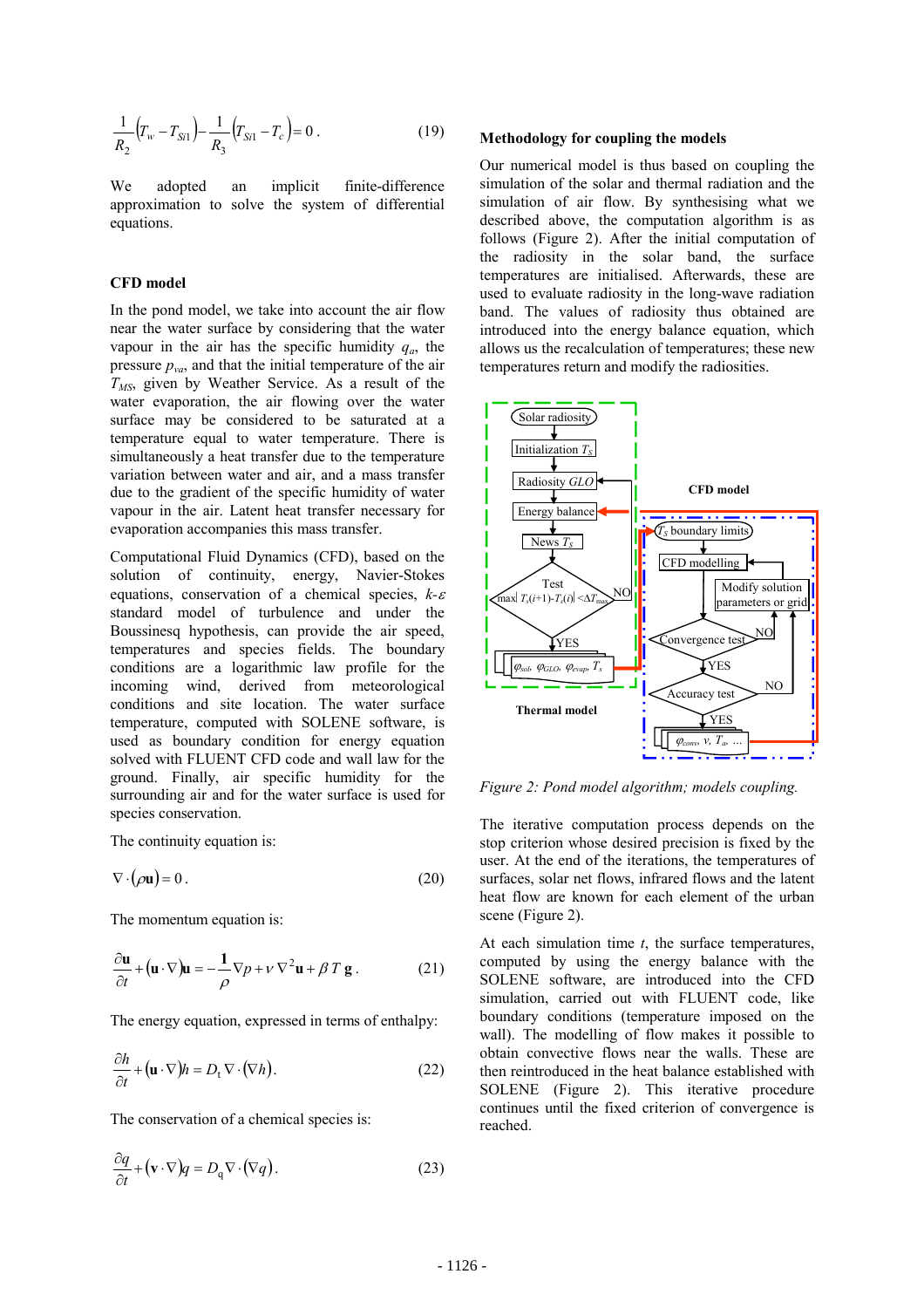$$\frac{1}{R_2}\left(T_w - T_{Si1}\right) - \frac{1}{R_3}\left(T_{Si1} - T_c\right) = 0 . \tag{19}$$

We adopted an implicit finite-difference approximation to solve the system of differential equations.

### CFD model

In the pond model, we take into account the air flow near the water surface by considering that the water vapour in the air has the specific humidity $q_a$, the pressure $p_{va}$, and that the initial temperature of the air $T_{MS}$, given by Weather Service. As a result of the water evaporation, the air flowing over the water surface may be considered to be saturated at a temperature equal to water temperature. There is simultaneously a heat transfer due to the temperature variation between water and air, and a mass transfer due to the gradient of the specific humidity of water vapour in the air. Latent heat transfer necessary for evaporation accompanies this mass transfer.

Computational Fluid Dynamics (CFD), based on the solution of continuity, energy, Navier-Stokes equations, conservation of a chemical species, $k$-$\varepsilon$ standard model of turbulence and under the Boussinesq hypothesis, can provide the air speed, temperatures and species fields. The boundary conditions are a logarithmic law profile for the incoming wind, derived from meteorological conditions and site location. The water surface temperature, computed with SOLENE software, is used as boundary condition for energy equation solved with FLUENT CFD code and wall law for the ground. Finally, air specific humidity for the surrounding air and for the water surface is used for species conservation.

The continuity equation is:

$$\nabla \cdot (\rho \mathbf{u}) = 0 . \tag{20}$$

The momentum equation is:

$$\frac{\partial \mathbf{u}}{\partial t} + (\mathbf{u} \cdot \nabla)\mathbf{u} = -\frac{1}{\rho}\nabla p + \nu \nabla^2 \mathbf{u} + \beta T \mathbf{g} . \tag{21}$$

The energy equation, expressed in terms of enthalpy:

$$\frac{\partial h}{\partial t} + (\mathbf{u} \cdot \nabla)h = D_t \nabla \cdot (\nabla h) . \tag{22}$$

The conservation of a chemical species is:

$$\frac{\partial q}{\partial t} + (\mathbf{v} \cdot \nabla)q = D_q \nabla \cdot (\nabla q) . \tag{23}$$

### Methodology for coupling the models

Our numerical model is thus based on coupling the simulation of the solar and thermal radiation and the simulation of air flow. By synthesising what we described above, the computation algorithm is as follows (Figure 2). After the initial computation of the radiosity in the solar band, the surface temperatures are initialised. Afterwards, these are used to evaluate radiosity in the long-wave radiation band. The values of radiosity thus obtained are introduced into the energy balance equation, which allows us the recalculation of temperatures; these new temperatures return and modify the radiosities.

Figure 2: Pond model algorithm; models coupling.

The iterative computation process depends on the stop criterion whose desired precision is fixed by the user. At the end of the iterations, the temperatures of surfaces, solar net flows, infrared flows and the latent heat flow are known for each element of the urban scene (Figure 2).

At each simulation time $t$, the surface temperatures, computed by using the energy balance with the SOLENE software, are introduced into the CFD simulation, carried out with FLUENT code, like boundary conditions (temperature imposed on the wall). The modelling of flow makes it possible to obtain convective flows near the walls. These are then reintroduced in the heat balance established with SOLENE (Figure 2). This iterative procedure continues until the fixed criterion of convergence is reached.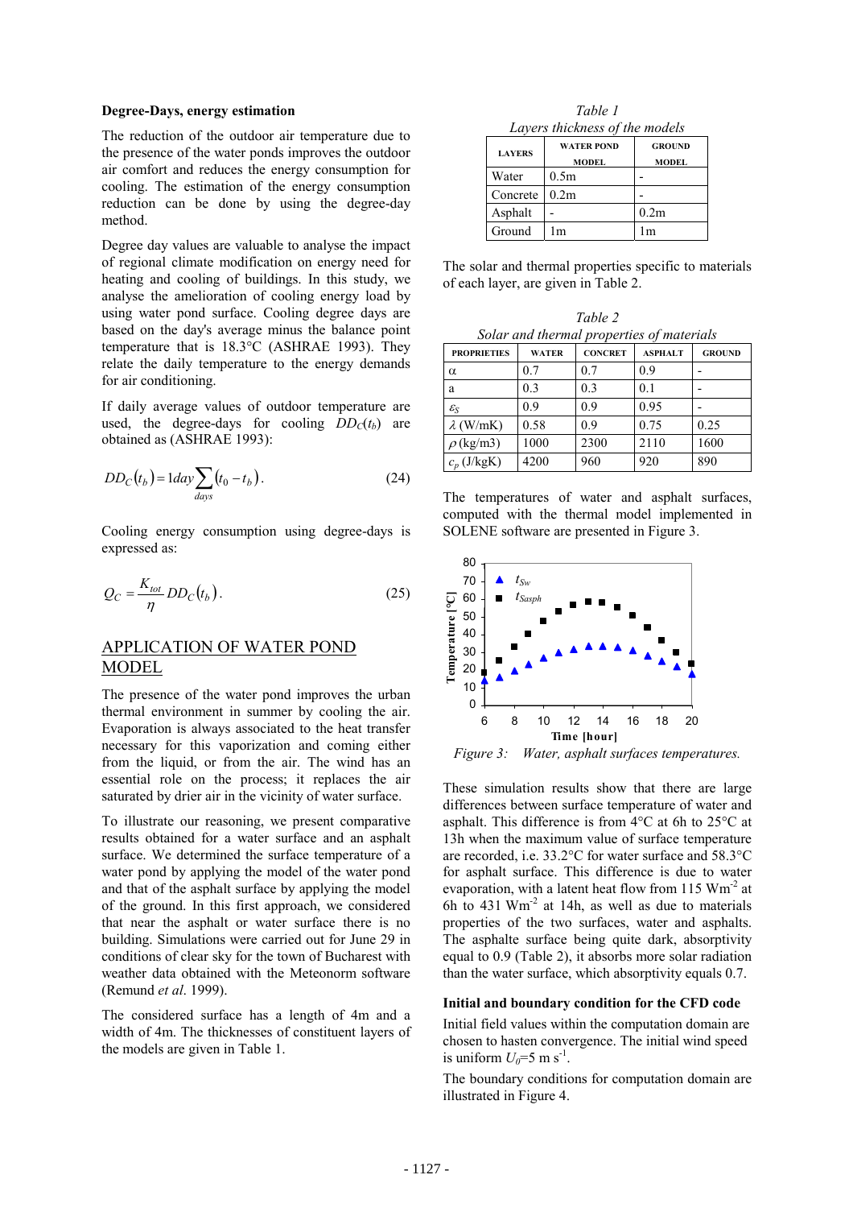### Degree-Days, energy estimation

The reduction of the outdoor air temperature due to the presence of the water ponds improves the outdoor air comfort and reduces the energy consumption for cooling. The estimation of the energy consumption reduction can be done by using the degree-day method.

Degree day values are valuable to analyse the impact of regional climate modification on energy need for heating and cooling of buildings. In this study, we analyse the amelioration of cooling energy load by using water pond surface. Cooling degree days are based on the day's average minus the balance point temperature that is 18.3°C (ASHRAE 1993). They relate the daily temperature to the energy demands for air conditioning.

If daily average values of outdoor temperature are used, the degree-days for cooling $DD_C(t_b)$ are obtained as (ASHRAE 1993):

$$DD_C(t_b) = 1day \sum_{days} (t_0 - t_b). \tag{24}$$

Cooling energy consumption using degree-days is expressed as:

$$Q_C = \frac{K_{tot}}{\eta} DD_C(t_b). \tag{25}$$

## APPLICATION OF WATER POND MODEL

The presence of the water pond improves the urban thermal environment in summer by cooling the air. Evaporation is always associated to the heat transfer necessary for this vaporization and coming either from the liquid, or from the air. The wind has an essential role on the process; it replaces the air saturated by drier air in the vicinity of water surface.

To illustrate our reasoning, we present comparative results obtained for a water surface and an asphalt surface. We determined the surface temperature of a water pond by applying the model of the water pond and that of the asphalt surface by applying the model of the ground. In this first approach, we considered that near the asphalt or water surface there is no building. Simulations were carried out for June 29 in conditions of clear sky for the town of Bucharest with weather data obtained with the Meteonorm software (Remund *et al*. 1999).

The considered surface has a length of 4m and a width of 4m. The thicknesses of constituent layers of the models are given in Table 1.

*Table 1*
*Layers thickness of the models*

| LAYERS | WATER POND MODEL | GROUND MODEL |
|---|---|---|
| Water | 0.5m | - |
| Concrete | 0.2m | - |
| Asphalt | - | 0.2m |
| Ground | 1m | 1m |

The solar and thermal properties specific to materials of each layer, are given in Table 2.

*Table 2*
*Solar and thermal properties of materials*

| PROPRIETIES | WATER | CONCRET | ASPHALT | GROUND |
|---|---|---|---|---|
| $\alpha$ | 0.7 | 0.7 | 0.9 | - |
| a | 0.3 | 0.3 | 0.1 | - |
| $\varepsilon_S$ | 0.9 | 0.9 | 0.95 | - |
| $\lambda$ (W/mK) | 0.58 | 0.9 | 0.75 | 0.25 |
| $\rho$ (kg/m3) | 1000 | 2300 | 2110 | 1600 |
| $c_p$ (J/kgK) | 4200 | 960 | 920 | 890 |

The temperatures of water and asphalt surfaces, computed with the thermal model implemented in SOLENE software are presented in Figure 3.

*Figure 3: Water, asphalt surfaces temperatures.*

These simulation results show that there are large differences between surface temperature of water and asphalt. This difference is from 4°C at 6h to 25°C at 13h when the maximum value of surface temperature are recorded, i.e. 33.2°C for water surface and 58.3°C for asphalt surface. This difference is due to water evaporation, with a latent heat flow from 115 Wm$^{-2}$ at 6h to 431 Wm$^{-2}$ at 14h, as well as due to materials properties of the two surfaces, water and asphalts. The asphalte surface being quite dark, absorptivity equal to 0.9 (Table 2), it absorbs more solar radiation than the water surface, which absorptivity equals 0.7.

### Initial and boundary condition for the CFD code

Initial field values within the computation domain are chosen to hasten convergence. The initial wind speed is uniform $U_0$=5 m s$^{-1}$.

The boundary conditions for computation domain are illustrated in Figure 4.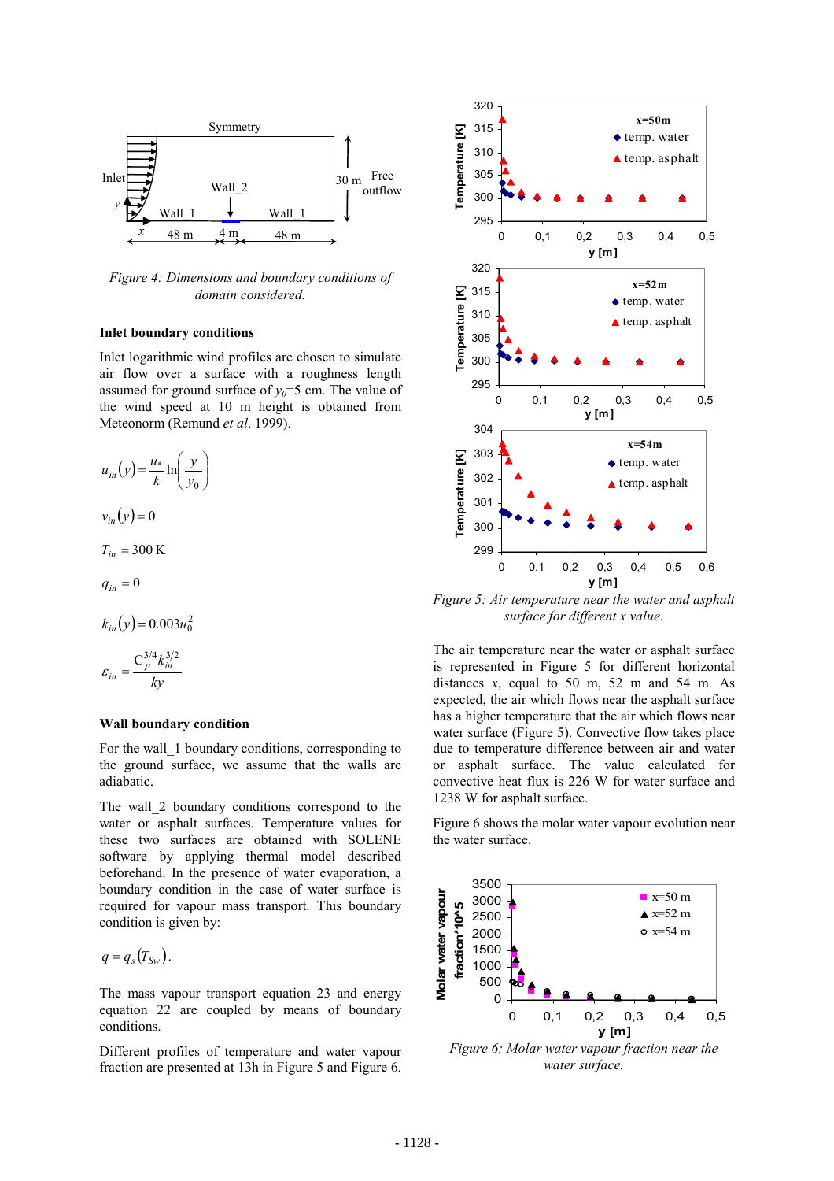Figure 4: Dimensions and boundary conditions of domain considered.

### Inlet boundary conditions

Inlet logarithmic wind profiles are chosen to simulate air flow over a surface with a roughness length assumed for ground surface of $y_0$=5 cm. The value of the wind speed at 10 m height is obtained from Meteonorm (Remund *et al*. 1999).

$$u_{in}(y) = \frac{u_*}{k} \ln\left(\frac{y}{y_0}\right)$$

$$v_{in}(y) = 0$$

$$T_{in} = 300\,\text{K}$$

$$q_{in} = 0$$

$$k_{in}(y) = 0.003 u_0^2$$

$$\varepsilon_{in} = \frac{C_\mu^{3/4} k_{in}^{3/2}}{ky}$$

### Wall boundary condition

For the wall_1 boundary conditions, corresponding to the ground surface, we assume that the walls are adiabatic.

The wall_2 boundary conditions correspond to the water or asphalt surfaces. Temperature values for these two surfaces are obtained with SOLENE software by applying thermal model described beforehand. In the presence of water evaporation, a boundary condition in the case of water surface is required for vapour mass transport. This boundary condition is given by:

$$q = q_s(T_{Sw}).$$

The mass vapour transport equation 23 and energy equation 22 are coupled by means of boundary conditions.

Different profiles of temperature and water vapour fraction are presented at 13h in Figure 5 and Figure 6.

Figure 5: Air temperature near the water and asphalt surface for different x value.

The air temperature near the water or asphalt surface is represented in Figure 5 for different horizontal distances $x$, equal to 50 m, 52 m and 54 m. As expected, the air which flows near the asphalt surface has a higher temperature that the air which flows near water surface (Figure 5). Convective flow takes place due to temperature difference between air and water or asphalt surface. The value calculated for convective heat flux is 226 W for water surface and 1238 W for asphalt surface.

Figure 6 shows the molar water vapour evolution near the water surface.

Figure 6: Molar water vapour fraction near the water surface.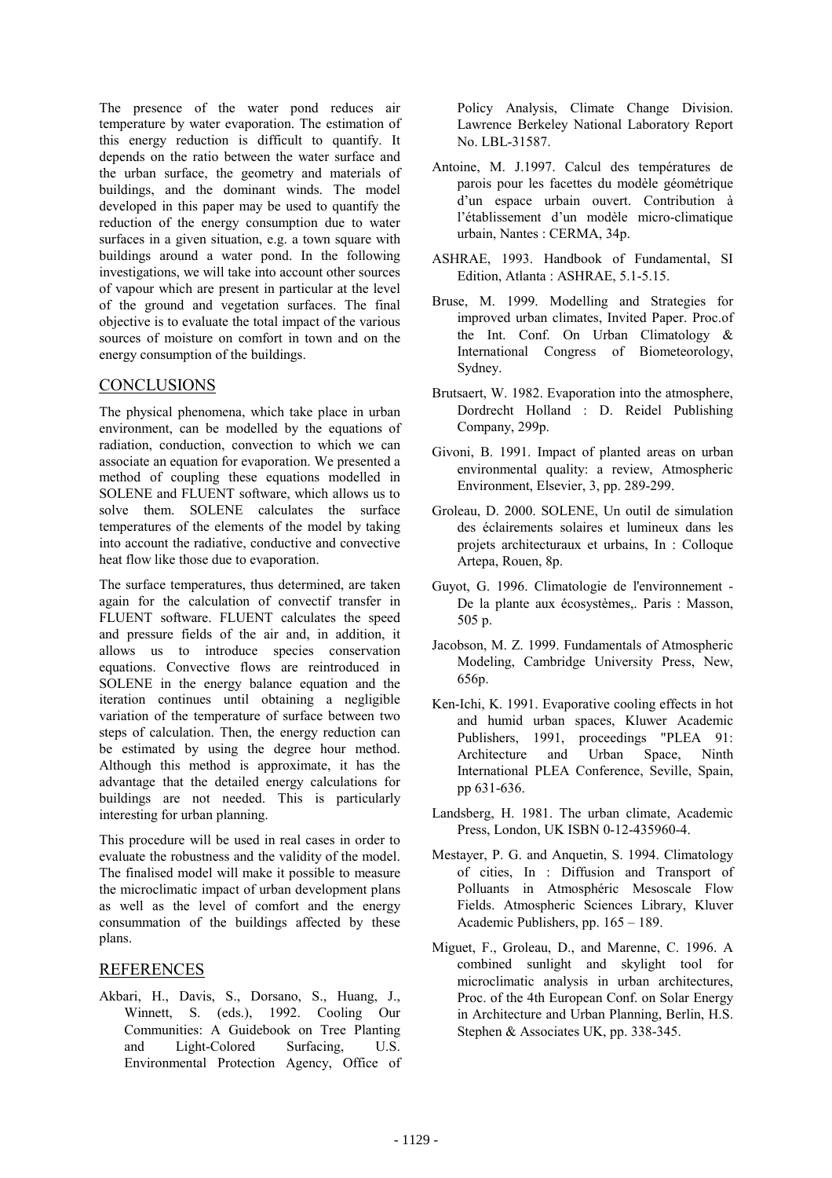The presence of the water pond reduces air temperature by water evaporation. The estimation of this energy reduction is difficult to quantify. It depends on the ratio between the water surface and the urban surface, the geometry and materials of buildings, and the dominant winds. The model developed in this paper may be used to quantify the reduction of the energy consumption due to water surfaces in a given situation, e.g. a town square with buildings around a water pond. In the following investigations, we will take into account other sources of vapour which are present in particular at the level of the ground and vegetation surfaces. The final objective is to evaluate the total impact of the various sources of moisture on comfort in town and on the energy consumption of the buildings.

## CONCLUSIONS

The physical phenomena, which take place in urban environment, can be modelled by the equations of radiation, conduction, convection to which we can associate an equation for evaporation. We presented a method of coupling these equations modelled in SOLENE and FLUENT software, which allows us to solve them. SOLENE calculates the surface temperatures of the elements of the model by taking into account the radiative, conductive and convective heat flow like those due to evaporation.

The surface temperatures, thus determined, are taken again for the calculation of convectif transfer in FLUENT software. FLUENT calculates the speed and pressure fields of the air and, in addition, it allows us to introduce species conservation equations. Convective flows are reintroduced in SOLENE in the energy balance equation and the iteration continues until obtaining a negligible variation of the temperature of surface between two steps of calculation. Then, the energy reduction can be estimated by using the degree hour method. Although this method is approximate, it has the advantage that the detailed energy calculations for buildings are not needed. This is particularly interesting for urban planning.

This procedure will be used in real cases in order to evaluate the robustness and the validity of the model. The finalised model will make it possible to measure the microclimatic impact of urban development plans as well as the level of comfort and the energy consummation of the buildings affected by these plans.

## REFERENCES

Akbari, H., Davis, S., Dorsano, S., Huang, J., Winnett, S. (eds.), 1992. Cooling Our Communities: A Guidebook on Tree Planting and Light-Colored Surfacing, U.S. Environmental Protection Agency, Office of Policy Analysis, Climate Change Division. Lawrence Berkeley National Laboratory Report No. LBL-31587.

Antoine, M. J.1997. Calcul des températures de parois pour les facettes du modèle géométrique d'un espace urbain ouvert. Contribution à l'établissement d'un modèle micro-climatique urbain, Nantes : CERMA, 34p.

ASHRAE, 1993. Handbook of Fundamental, SI Edition, Atlanta : ASHRAE, 5.1-5.15.

Bruse, M. 1999. Modelling and Strategies for improved urban climates, Invited Paper. Proc.of the Int. Conf. On Urban Climatology & International Congress of Biometeorology, Sydney.

Brutsaert, W. 1982. Evaporation into the atmosphere, Dordrecht Holland : D. Reidel Publishing Company, 299p.

Givoni, B. 1991. Impact of planted areas on urban environmental quality: a review, Atmospheric Environment, Elsevier, 3, pp. 289-299.

Groleau, D. 2000. SOLENE, Un outil de simulation des éclairements solaires et lumineux dans les projets architecturaux et urbains, In : Colloque Artepa, Rouen, 8p.

Guyot, G. 1996. Climatologie de l'environnement - De la plante aux écosystèmes,. Paris : Masson, 505 p.

Jacobson, M. Z. 1999. Fundamentals of Atmospheric Modeling, Cambridge University Press, New, 656p.

Ken-Ichi, K. 1991. Evaporative cooling effects in hot and humid urban spaces, Kluwer Academic Publishers, 1991, proceedings "PLEA 91: Architecture and Urban Space, Ninth International PLEA Conference, Seville, Spain, pp 631-636.

Landsberg, H. 1981. The urban climate, Academic Press, London, UK ISBN 0-12-435960-4.

Mestayer, P. G. and Anquetin, S. 1994. Climatology of cities, In : Diffusion and Transport of Polluants in Atmosphéric Mesoscale Flow Fields. Atmospheric Sciences Library, Kluver Academic Publishers, pp. 165 – 189.

Miguet, F., Groleau, D., and Marenne, C. 1996. A combined sunlight and skylight tool for microclimatic analysis in urban architectures, Proc. of the 4th European Conf. on Solar Energy in Architecture and Urban Planning, Berlin, H.S. Stephen & Associates UK, pp. 338-345.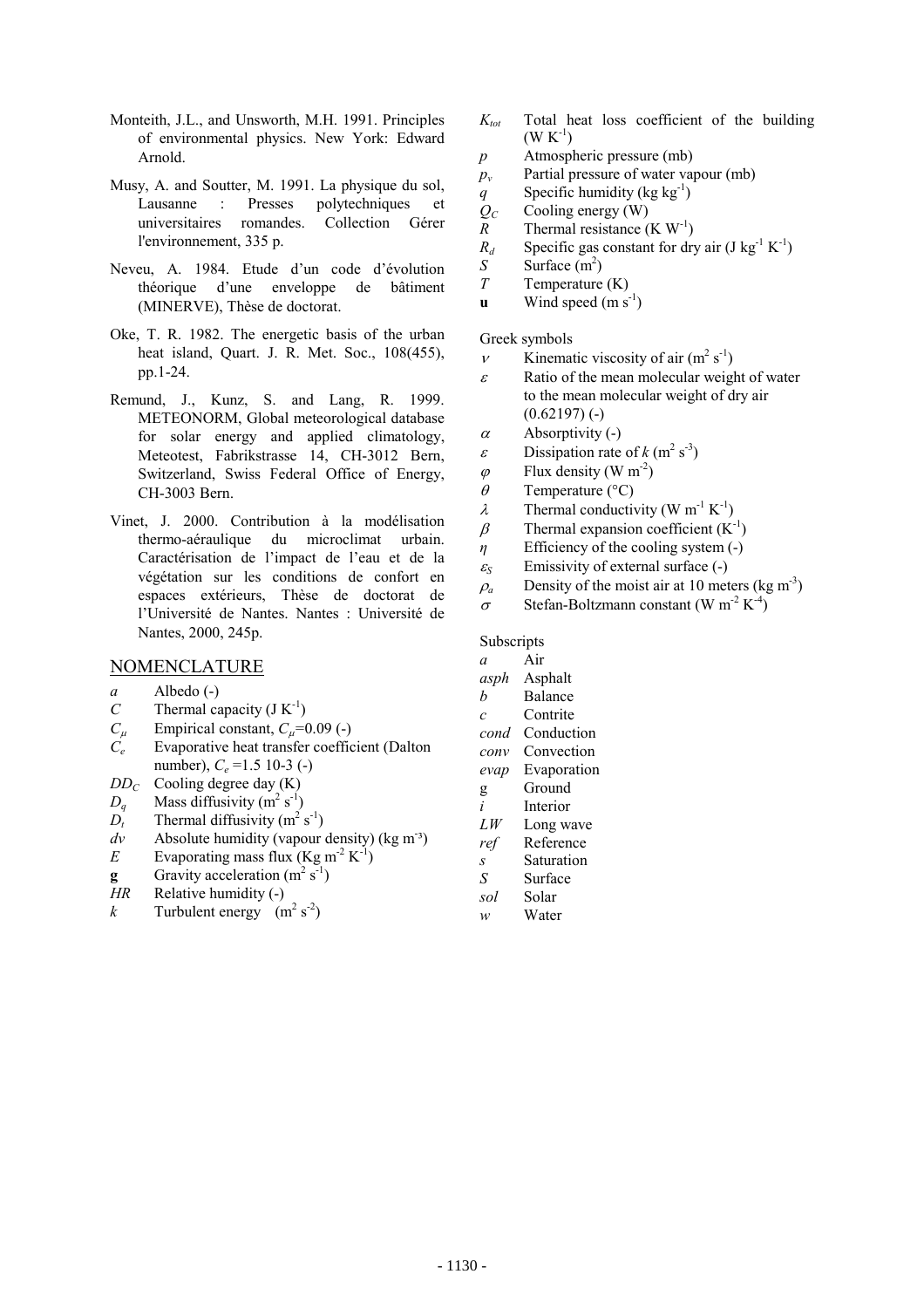Monteith, J.L., and Unsworth, M.H. 1991. Principles of environmental physics. New York: Edward Arnold.

Musy, A. and Soutter, M. 1991. La physique du sol, Lausanne : Presses polytechniques et universitaires romandes. Collection Gérer l'environnement, 335 p.

Neveu, A. 1984. Etude d'un code d'évolution théorique d'une enveloppe de bâtiment (MINERVE), Thèse de doctorat.

Oke, T. R. 1982. The energetic basis of the urban heat island, Quart. J. R. Met. Soc., 108(455), pp.1-24.

Remund, J., Kunz, S. and Lang, R. 1999. METEONORM, Global meteorological database for solar energy and applied climatology, Meteotest, Fabrikstrasse 14, CH-3012 Bern, Switzerland, Swiss Federal Office of Energy, CH-3003 Bern.

Vinet, J. 2000. Contribution à la modélisation thermo-aéraulique du microclimat urbain. Caractérisation de l'impact de l'eau et de la végétation sur les conditions de confort en espaces extérieurs, Thèse de doctorat de l'Université de Nantes. Nantes : Université de Nantes, 2000, 245p.

## NOMENCLATURE

- $a$ Albedo (-)
- $C$ Thermal capacity ($J\ K^{-1}$)
- $C_\mu$ Empirical constant, $C_\mu$=0.09 (-)
- $C_e$ Evaporative heat transfer coefficient (Dalton number), $C_e$ =1.5 10-3 (-)
- $DD_C$ Cooling degree day (K)
- $D_q$ Mass diffusivity ($m^2\ s^{-1}$)
- $D_t$ Thermal diffusivity ($m^2\ s^{-1}$)
- $dv$ Absolute humidity (vapour density) ($kg\ m^{-3}$)
- $E$ Evaporating mass flux ($Kg\ m^{-2}\ K^{-1}$)
- $\mathbf{g}$ Gravity acceleration ($m^2\ s^{-1}$)
- $HR$ Relative humidity (-)
- $k$ Turbulent energy ($m^2\ s^{-2}$)
- $K_{tot}$ Total heat loss coefficient of the building ($W\ K^{-1}$)
- $p$ Atmospheric pressure (mb)
- $p_v$ Partial pressure of water vapour (mb)
- $q$ Specific humidity ($kg\ kg^{-1}$)
- $Q_C$ Cooling energy (W)
- $R$ Thermal resistance ($K\ W^{-1}$)
- $R_d$ Specific gas constant for dry air ($J\ kg^{-1}\ K^{-1}$)
- $S$ Surface ($m^2$)
- $T$ Temperature (K)
- $\mathbf{u}$ Wind speed ($m\ s^{-1}$)

Greek symbols

- $\nu$ Kinematic viscosity of air ($m^2\ s^{-1}$)
- $\varepsilon$ Ratio of the mean molecular weight of water to the mean molecular weight of dry air (0.62197) (-)
- $\alpha$ Absorptivity (-)
- $\varepsilon$ Dissipation rate of $k$ ($m^2\ s^{-3}$)
- $\varphi$ Flux density ($W\ m^{-2}$)
- $\theta$ Temperature (°C)
- $\lambda$ Thermal conductivity ($W\ m^{-1}\ K^{-1}$)
- $\beta$ Thermal expansion coefficient ($K^{-1}$)
- $\eta$ Efficiency of the cooling system (-)
- $\varepsilon_S$ Emissivity of external surface (-)
- $\rho_a$ Density of the moist air at 10 meters ($kg\ m^{-3}$)
- $\sigma$ Stefan-Boltzmann constant ($W\ m^{-2}\ K^{-4}$)

Subscripts

- $a$ Air
- $asph$ Asphalt
- $b$ Balance
- $c$ Contrite
- $cond$ Conduction
- $conv$ Convection
- $evap$ Evaporation
- g Ground
- $i$ Interior
- $LW$ Long wave
- $ref$ Reference
- $s$ Saturation
- $S$ Surface
- $sol$ Solar
- $w$ Water